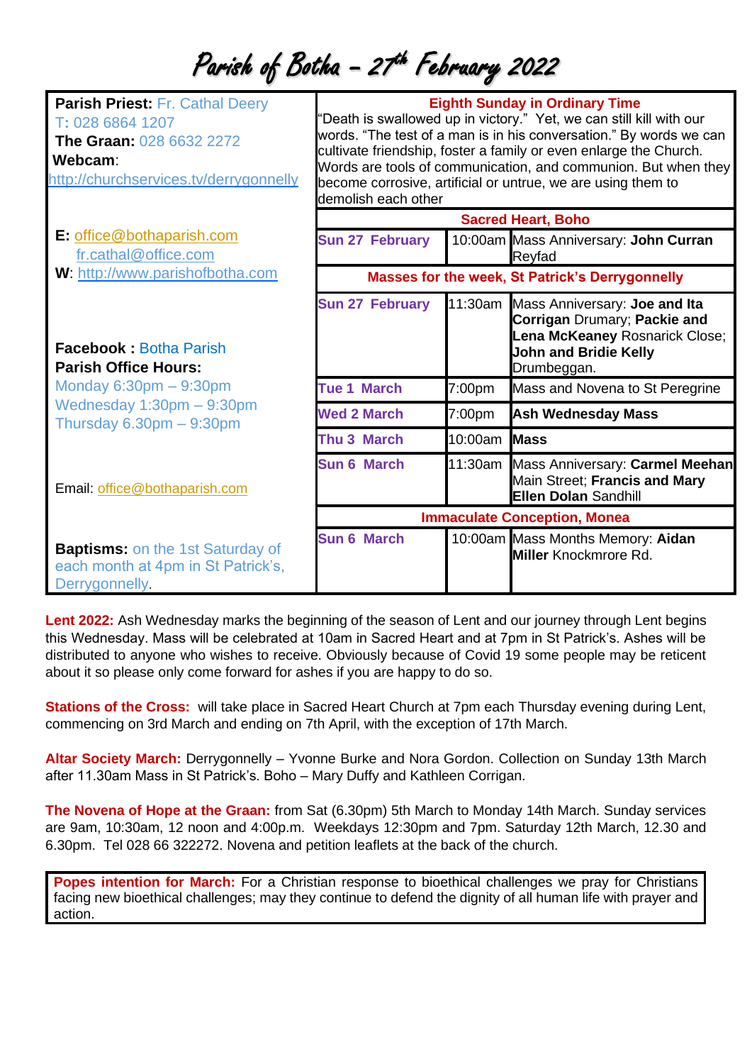# Parish of Botha – 27th February 2022

**Parish Priest:** Fr. Cathal Deery
T: 028 6864 1207
**The Graan:** 028 6632 2272
**Webcam**:
http://churchservices.tv/derrygonnelly

**E:** office@bothaparish.com
fr.cathal@office.com
**W**: http://www.parishofbotha.com

**Facebook :** Botha Parish
**Parish Office Hours:**
Monday 6:30pm – 9:30pm
Wednesday 1:30pm – 9:30pm
Thursday 6.30pm – 9:30pm

Email: office@bothaparish.com

**Baptisms:** on the 1st Saturday of each month at 4pm in St Patrick's, Derrygonnelly.

**Eighth Sunday in Ordinary Time**

"Death is swallowed up in victory." Yet, we can still kill with our words. "The test of a man is in his conversation." By words we can cultivate friendship, foster a family or even enlarge the Church. Words are tools of communication, and communion. But when they become corrosive, artificial or untrue, we are using them to demolish each other

**Sacred Heart, Boho**

| | | |
|---|---|---|
| Sun 27 February | 10:00am | Mass Anniversary: **John Curran** Reyfad |

**Masses for the week, St Patrick's Derrygonnelly**

| | | |
|---|---|---|
| Sun 27 February | 11:30am | Mass Anniversary: **Joe and Ita Corrigan** Drumary; **Packie and Lena McKeaney** Rosnarick Close; **John and Bridie Kelly** Drumbeggan. |
| Tue 1 March | 7:00pm | Mass and Novena to St Peregrine |
| Wed 2 March | 7:00pm | **Ash Wednesday Mass** |
| Thu 3 March | 10:00am | **Mass** |
| Sun 6 March | 11:30am | Mass Anniversary: **Carmel Meehan** Main Street; **Francis and Mary Ellen Dolan** Sandhill |

**Immaculate Conception, Monea**

| | | |
|---|---|---|
| Sun 6 March | 10:00am | Mass Months Memory: **Aidan Miller** Knockmrore Rd. |

**Lent 2022:** Ash Wednesday marks the beginning of the season of Lent and our journey through Lent begins this Wednesday. Mass will be celebrated at 10am in Sacred Heart and at 7pm in St Patrick's. Ashes will be distributed to anyone who wishes to receive. Obviously because of Covid 19 some people may be reticent about it so please only come forward for ashes if you are happy to do so.

**Stations of the Cross:** will take place in Sacred Heart Church at 7pm each Thursday evening during Lent, commencing on 3rd March and ending on 7th April, with the exception of 17th March.

**Altar Society March:** Derrygonnelly – Yvonne Burke and Nora Gordon. Collection on Sunday 13th March after 11.30am Mass in St Patrick's. Boho – Mary Duffy and Kathleen Corrigan.

**The Novena of Hope at the Graan:** from Sat (6.30pm) 5th March to Monday 14th March. Sunday services are 9am, 10:30am, 12 noon and 4:00p.m. Weekdays 12:30pm and 7pm. Saturday 12th March, 12.30 and 6.30pm. Tel 028 66 322272. Novena and petition leaflets at the back of the church.

**Popes intention for March:** For a Christian response to bioethical challenges we pray for Christians facing new bioethical challenges; may they continue to defend the dignity of all human life with prayer and action.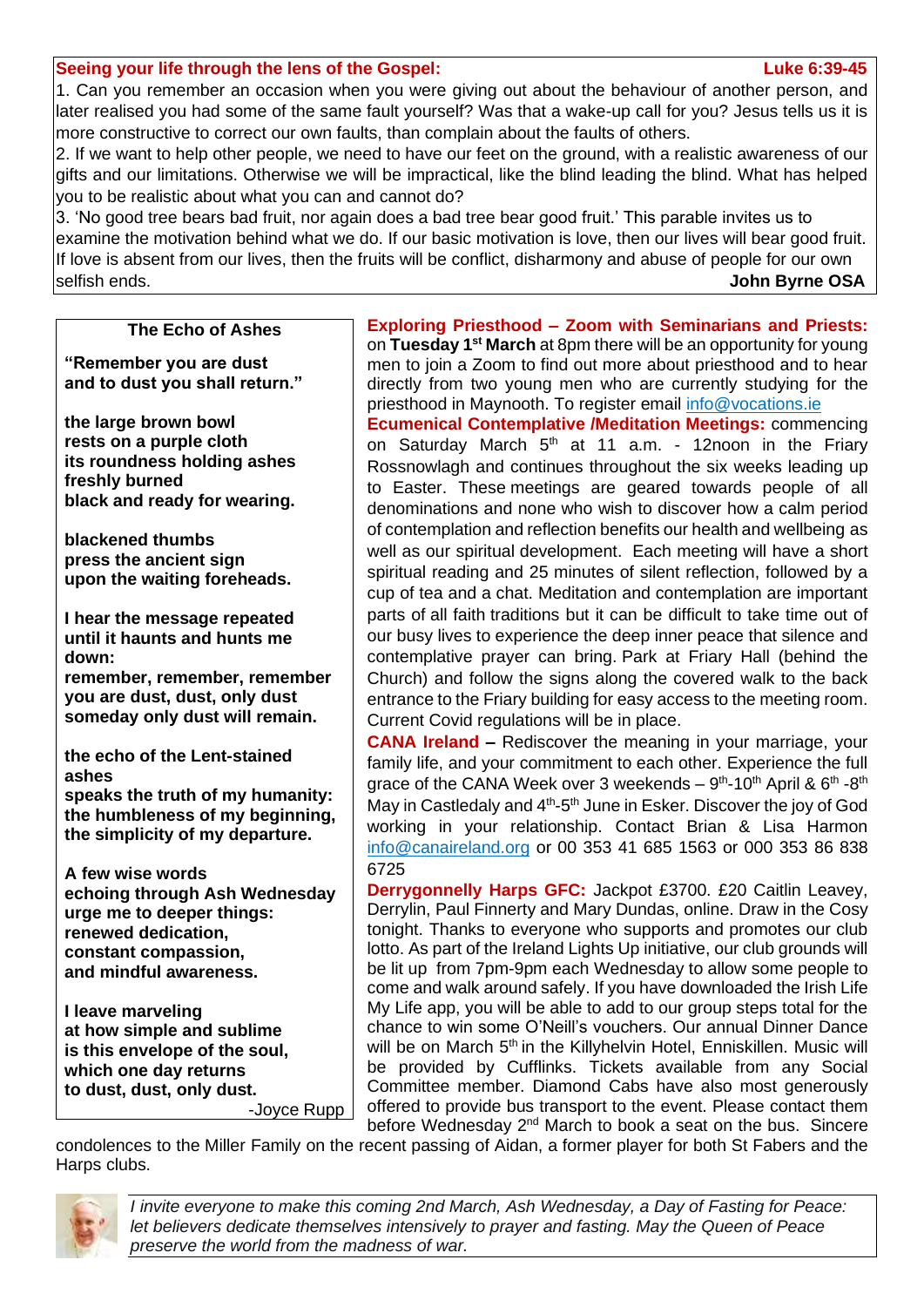**Seeing your life through the lens of the Gospel:** **Luke 6:39-45**

1. Can you remember an occasion when you were giving out about the behaviour of another person, and later realised you had some of the same fault yourself? Was that a wake-up call for you? Jesus tells us it is more constructive to correct our own faults, than complain about the faults of others.
2. If we want to help other people, we need to have our feet on the ground, with a realistic awareness of our gifts and our limitations. Otherwise we will be impractical, like the blind leading the blind. What has helped you to be realistic about what you can and cannot do?
3. 'No good tree bears bad fruit, nor again does a bad tree bear good fruit.' This parable invites us to examine the motivation behind what we do. If our basic motivation is love, then our lives will bear good fruit. If love is absent from our lives, then the fruits will be conflict, disharmony and abuse of people for our own selfish ends.

**John Byrne OSA**

**The Echo of Ashes**

**"Remember you are dust**
**and to dust you shall return."**

**the large brown bowl**
**rests on a purple cloth**
**its roundness holding ashes**
**freshly burned**
**black and ready for wearing.**

**blackened thumbs**
**press the ancient sign**
**upon the waiting foreheads.**

**I hear the message repeated**
**until it haunts and hunts me down:**
**remember, remember, remember**
**you are dust, dust, only dust**
**someday only dust will remain.**

**the echo of the Lent-stained ashes**
**speaks the truth of my humanity:**
**the humbleness of my beginning,**
**the simplicity of my departure.**

**A few wise words**
**echoing through Ash Wednesday**
**urge me to deeper things:**
**renewed dedication,**
**constant compassion,**
**and mindful awareness.**

**I leave marveling**
**at how simple and sublime**
**is this envelope of the soul,**
**which one day returns**
**to dust, dust, only dust.**

-Joyce Rupp

**Exploring Priesthood – Zoom with Seminarians and Priests:** on **Tuesday 1st March** at 8pm there will be an opportunity for young men to join a Zoom to find out more about priesthood and to hear directly from two young men who are currently studying for the priesthood in Maynooth. To register email info@vocations.ie

**Ecumenical Contemplative /Meditation Meetings:** commencing on Saturday March 5th at 11 a.m. - 12noon in the Friary Rossnowlagh and continues throughout the six weeks leading up to Easter. These meetings are geared towards people of all denominations and none who wish to discover how a calm period of contemplation and reflection benefits our health and wellbeing as well as our spiritual development. Each meeting will have a short spiritual reading and 25 minutes of silent reflection, followed by a cup of tea and a chat. Meditation and contemplation are important parts of all faith traditions but it can be difficult to take time out of our busy lives to experience the deep inner peace that silence and contemplative prayer can bring. Park at Friary Hall (behind the Church) and follow the signs along the covered walk to the back entrance to the Friary building for easy access to the meeting room. Current Covid regulations will be in place.

**CANA Ireland –** Rediscover the meaning in your marriage, your family life, and your commitment to each other. Experience the full grace of the CANA Week over 3 weekends – 9th-10th April & 6th -8th May in Castledaly and 4th-5th June in Esker. Discover the joy of God working in your relationship. Contact Brian & Lisa Harmon info@canaireland.org or 00 353 41 685 1563 or 000 353 86 838 6725

**Derrygonnelly Harps GFC:** Jackpot £3700. £20 Caitlin Leavey, Derrylin, Paul Finnerty and Mary Dundas, online. Draw in the Cosy tonight. Thanks to everyone who supports and promotes our club lotto. As part of the Ireland Lights Up initiative, our club grounds will be lit up from 7pm-9pm each Wednesday to allow some people to come and walk around safely. If you have downloaded the Irish Life My Life app, you will be able to add to our group steps total for the chance to win some O'Neill's vouchers. Our annual Dinner Dance will be on March 5th in the Killyhelvin Hotel, Enniskillen. Music will be provided by Cufflinks. Tickets available from any Social Committee member. Diamond Cabs have also most generously offered to provide bus transport to the event. Please contact them before Wednesday 2nd March to book a seat on the bus. Sincere condolences to the Miller Family on the recent passing of Aidan, a former player for both St Fabers and the Harps clubs.

*I invite everyone to make this coming 2nd March, Ash Wednesday, a Day of Fasting for Peace: let believers dedicate themselves intensively to prayer and fasting. May the Queen of Peace preserve the world from the madness of war.*